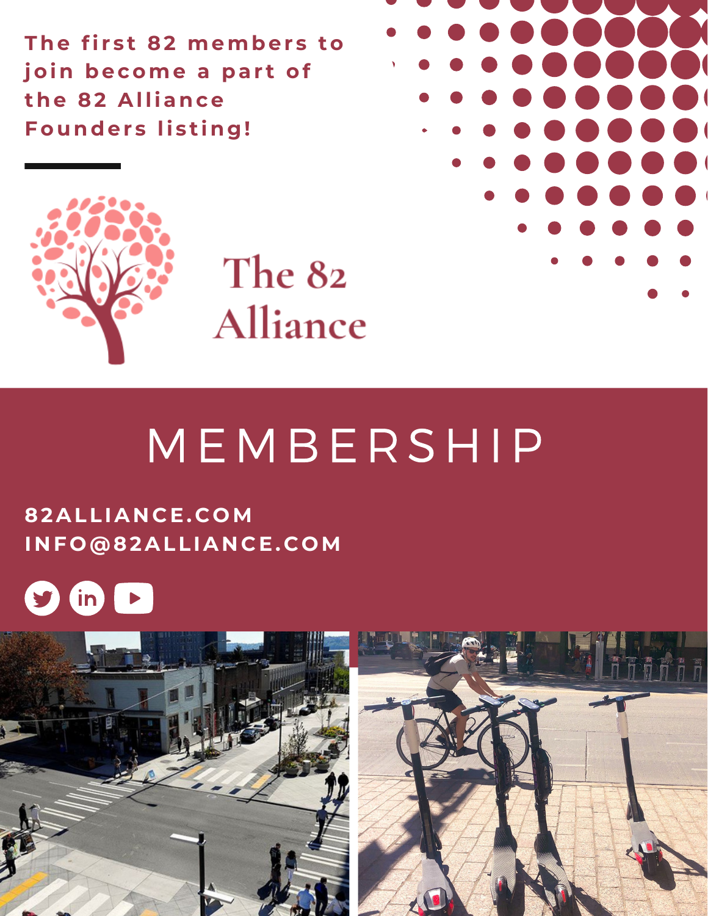The first 82 members to join become a part of the 82 Alliance Founders listing!

The 82 Alliance

# MEMBERSHIP

**82ALLIANCE.COM**
**INFO@82ALLIANCE.COM**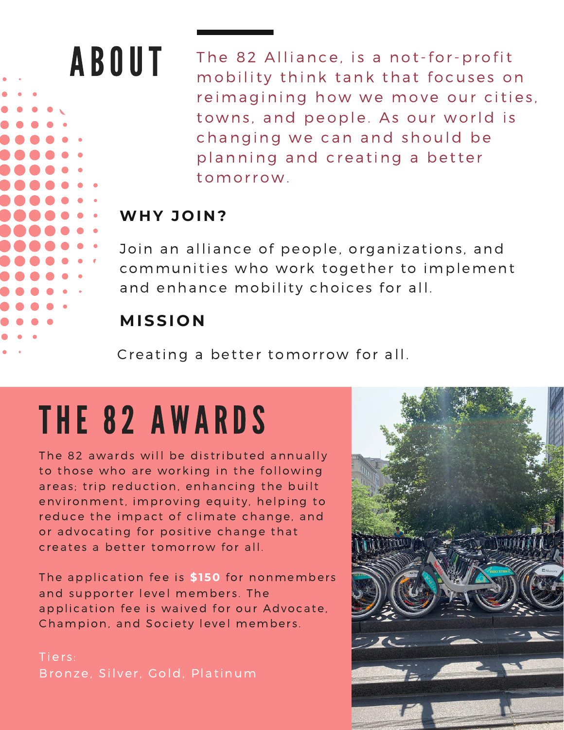# ABOUT

The 82 Alliance, is a not-for-profit mobility think tank that focuses on reimagining how we move our cities, towns, and people. As our world is changing we can and should be planning and creating a better tomorrow.

## WHY JOIN?

Join an alliance of people, organizations, and communities who work together to implement and enhance mobility choices for all.

## MISSION

Creating a better tomorrow for all.

# THE 82 AWARDS

The 82 awards will be distributed annually to those who are working in the following areas; trip reduction, enhancing the built environment, improving equity, helping to reduce the impact of climate change, and or advocating for positive change that creates a better tomorrow for all.

The application fee is **$150** for nonmembers and supporter level members. The application fee is waived for our Advocate, Champion, and Society level members.

Tiers:
Bronze, Silver, Gold, Platinum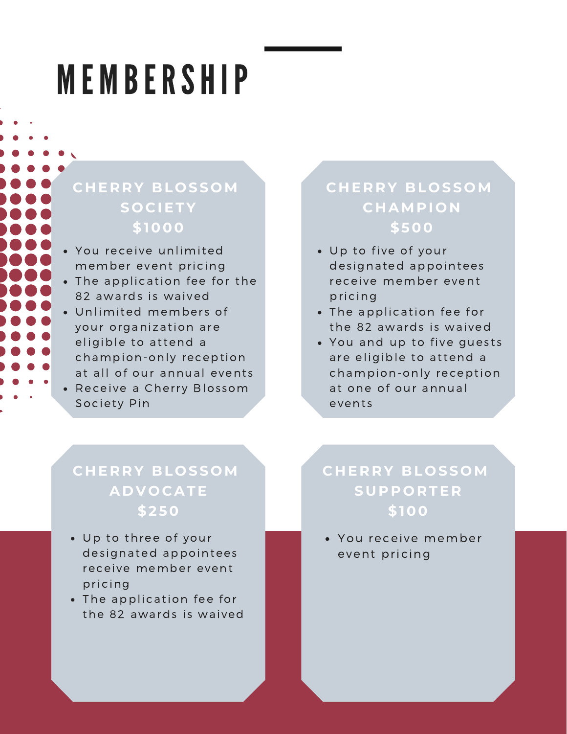# MEMBERSHIP

## CHERRY BLOSSOM SOCIETY $1000

- You receive unlimited member event pricing
- The application fee for the 82 awards is waived
- Unlimited members of your organization are eligible to attend a champion-only reception at all of our annual events
- Receive a Cherry Blossom Society Pin

## CHERRY BLOSSOM CHAMPION $500

- Up to five of your designated appointees receive member event pricing
- The application fee for the 82 awards is waived
- You and up to five guests are eligible to attend a champion-only reception at one of our annual events

## CHERRY BLOSSOM ADVOCATE $250

- Up to three of your designated appointees receive member event pricing
- The application fee for the 82 awards is waived

## CHERRY BLOSSOM SUPPORTER $100

- You receive member event pricing